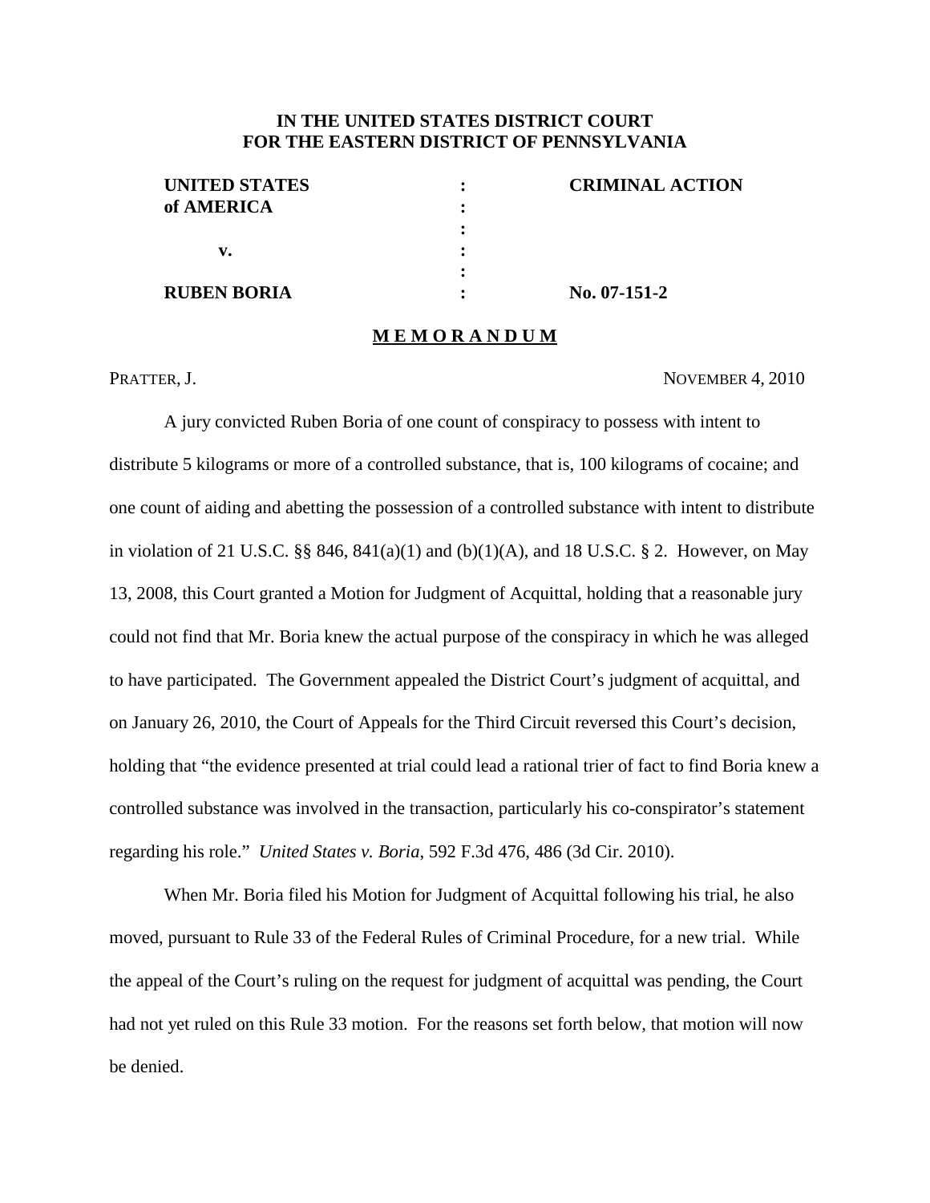**IN THE UNITED STATES DISTRICT COURT**
**FOR THE EASTERN DISTRICT OF PENNSYLVANIA**

| | | |
|---|---|---|
| **UNITED STATES of AMERICA** | : | **CRIMINAL ACTION** |
| | : | |
| **v.** | : | |
| | : | |
| **RUBEN BORIA** | : | **No. 07-151-2** |

**M E M O R A N D U M**

PRATTER, J. NOVEMBER 4, 2010

A jury convicted Ruben Boria of one count of conspiracy to possess with intent to distribute 5 kilograms or more of a controlled substance, that is, 100 kilograms of cocaine; and one count of aiding and abetting the possession of a controlled substance with intent to distribute in violation of 21 U.S.C. §§ 846, 841(a)(1) and (b)(1)(A), and 18 U.S.C. § 2. However, on May 13, 2008, this Court granted a Motion for Judgment of Acquittal, holding that a reasonable jury could not find that Mr. Boria knew the actual purpose of the conspiracy in which he was alleged to have participated. The Government appealed the District Court's judgment of acquittal, and on January 26, 2010, the Court of Appeals for the Third Circuit reversed this Court's decision, holding that "the evidence presented at trial could lead a rational trier of fact to find Boria knew a controlled substance was involved in the transaction, particularly his co-conspirator's statement regarding his role." *United States v. Boria*, 592 F.3d 476, 486 (3d Cir. 2010).

When Mr. Boria filed his Motion for Judgment of Acquittal following his trial, he also moved, pursuant to Rule 33 of the Federal Rules of Criminal Procedure, for a new trial. While the appeal of the Court's ruling on the request for judgment of acquittal was pending, the Court had not yet ruled on this Rule 33 motion. For the reasons set forth below, that motion will now be denied.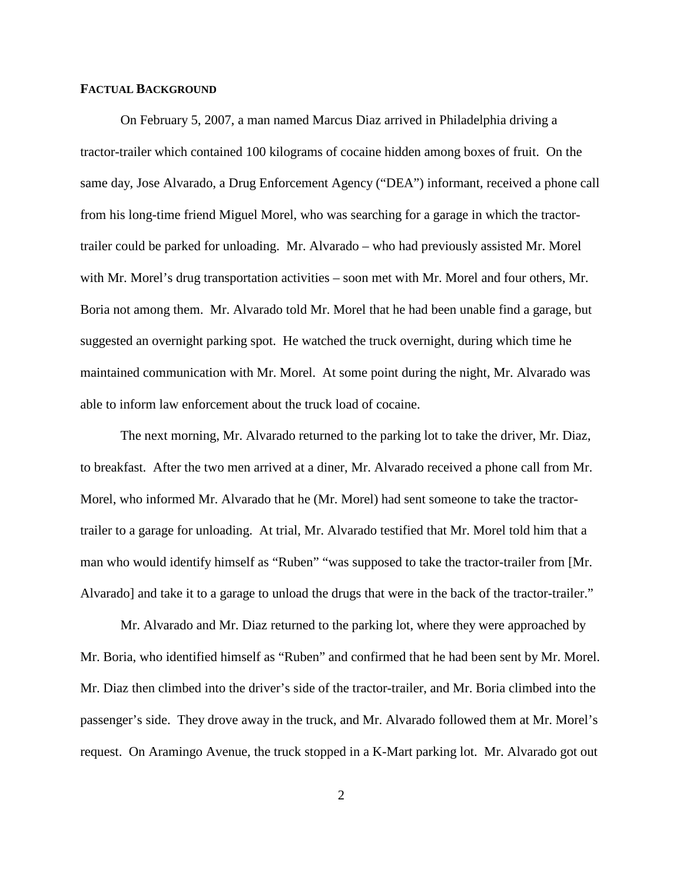**FACTUAL BACKGROUND**

On February 5, 2007, a man named Marcus Diaz arrived in Philadelphia driving a tractor-trailer which contained 100 kilograms of cocaine hidden among boxes of fruit. On the same day, Jose Alvarado, a Drug Enforcement Agency ("DEA") informant, received a phone call from his long-time friend Miguel Morel, who was searching for a garage in which the tractor-trailer could be parked for unloading. Mr. Alvarado – who had previously assisted Mr. Morel with Mr. Morel's drug transportation activities – soon met with Mr. Morel and four others, Mr. Boria not among them. Mr. Alvarado told Mr. Morel that he had been unable find a garage, but suggested an overnight parking spot. He watched the truck overnight, during which time he maintained communication with Mr. Morel. At some point during the night, Mr. Alvarado was able to inform law enforcement about the truck load of cocaine.

The next morning, Mr. Alvarado returned to the parking lot to take the driver, Mr. Diaz, to breakfast. After the two men arrived at a diner, Mr. Alvarado received a phone call from Mr. Morel, who informed Mr. Alvarado that he (Mr. Morel) had sent someone to take the tractor-trailer to a garage for unloading. At trial, Mr. Alvarado testified that Mr. Morel told him that a man who would identify himself as "Ruben" "was supposed to take the tractor-trailer from [Mr. Alvarado] and take it to a garage to unload the drugs that were in the back of the tractor-trailer."

Mr. Alvarado and Mr. Diaz returned to the parking lot, where they were approached by Mr. Boria, who identified himself as "Ruben" and confirmed that he had been sent by Mr. Morel. Mr. Diaz then climbed into the driver's side of the tractor-trailer, and Mr. Boria climbed into the passenger's side. They drove away in the truck, and Mr. Alvarado followed them at Mr. Morel's request. On Aramingo Avenue, the truck stopped in a K-Mart parking lot. Mr. Alvarado got out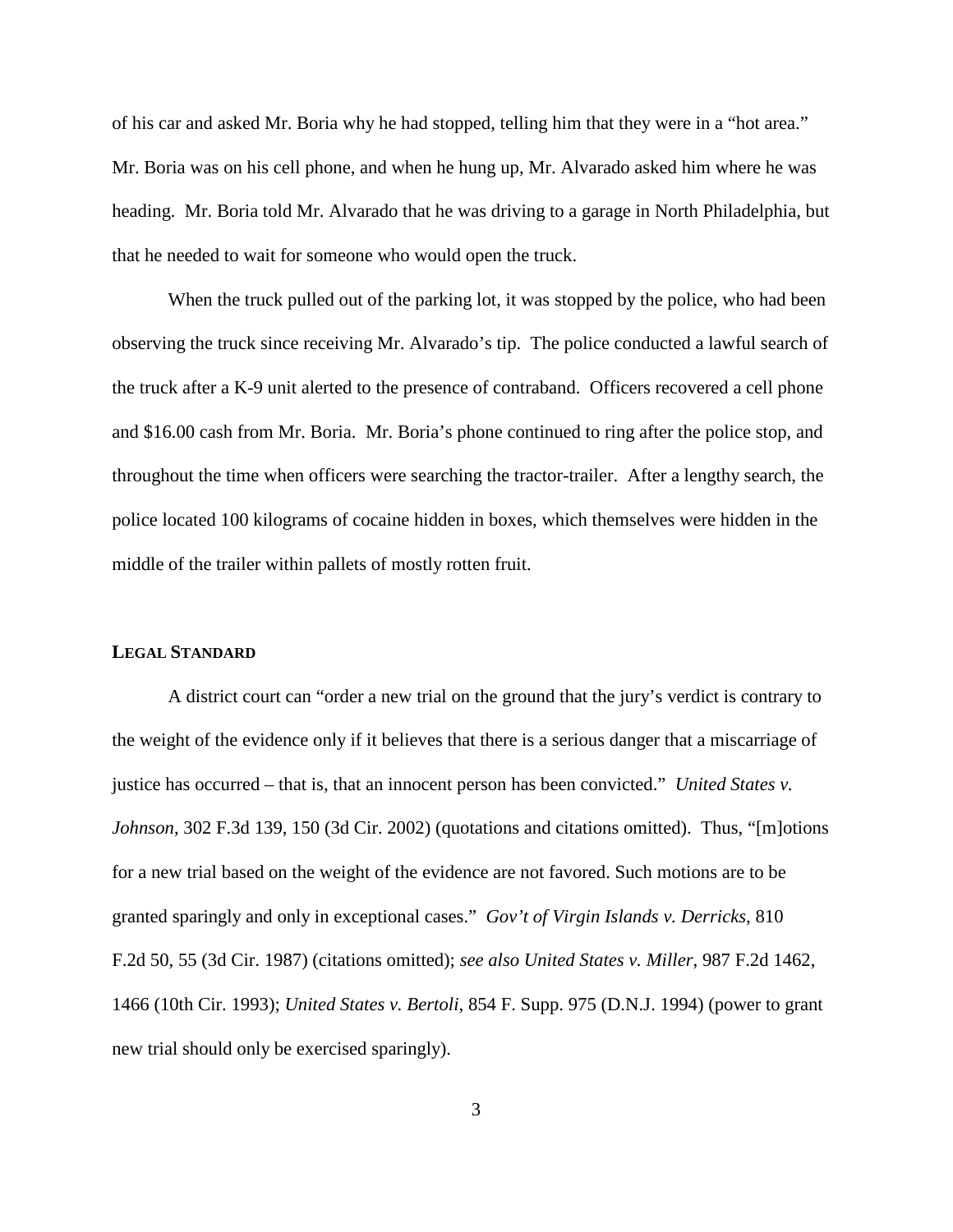of his car and asked Mr. Boria why he had stopped, telling him that they were in a "hot area." Mr. Boria was on his cell phone, and when he hung up, Mr. Alvarado asked him where he was heading. Mr. Boria told Mr. Alvarado that he was driving to a garage in North Philadelphia, but that he needed to wait for someone who would open the truck.

When the truck pulled out of the parking lot, it was stopped by the police, who had been observing the truck since receiving Mr. Alvarado's tip. The police conducted a lawful search of the truck after a K-9 unit alerted to the presence of contraband. Officers recovered a cell phone and $16.00 cash from Mr. Boria. Mr. Boria's phone continued to ring after the police stop, and throughout the time when officers were searching the tractor-trailer. After a lengthy search, the police located 100 kilograms of cocaine hidden in boxes, which themselves were hidden in the middle of the trailer within pallets of mostly rotten fruit.

## LEGAL STANDARD

A district court can "order a new trial on the ground that the jury's verdict is contrary to the weight of the evidence only if it believes that there is a serious danger that a miscarriage of justice has occurred – that is, that an innocent person has been convicted." *United States v. Johnson*, 302 F.3d 139, 150 (3d Cir. 2002) (quotations and citations omitted). Thus, "[m]otions for a new trial based on the weight of the evidence are not favored. Such motions are to be granted sparingly and only in exceptional cases." *Gov't of Virgin Islands v. Derricks*, 810 F.2d 50, 55 (3d Cir. 1987) (citations omitted); *see also United States v. Miller*, 987 F.2d 1462, 1466 (10th Cir. 1993); *United States v. Bertoli*, 854 F. Supp. 975 (D.N.J. 1994) (power to grant new trial should only be exercised sparingly).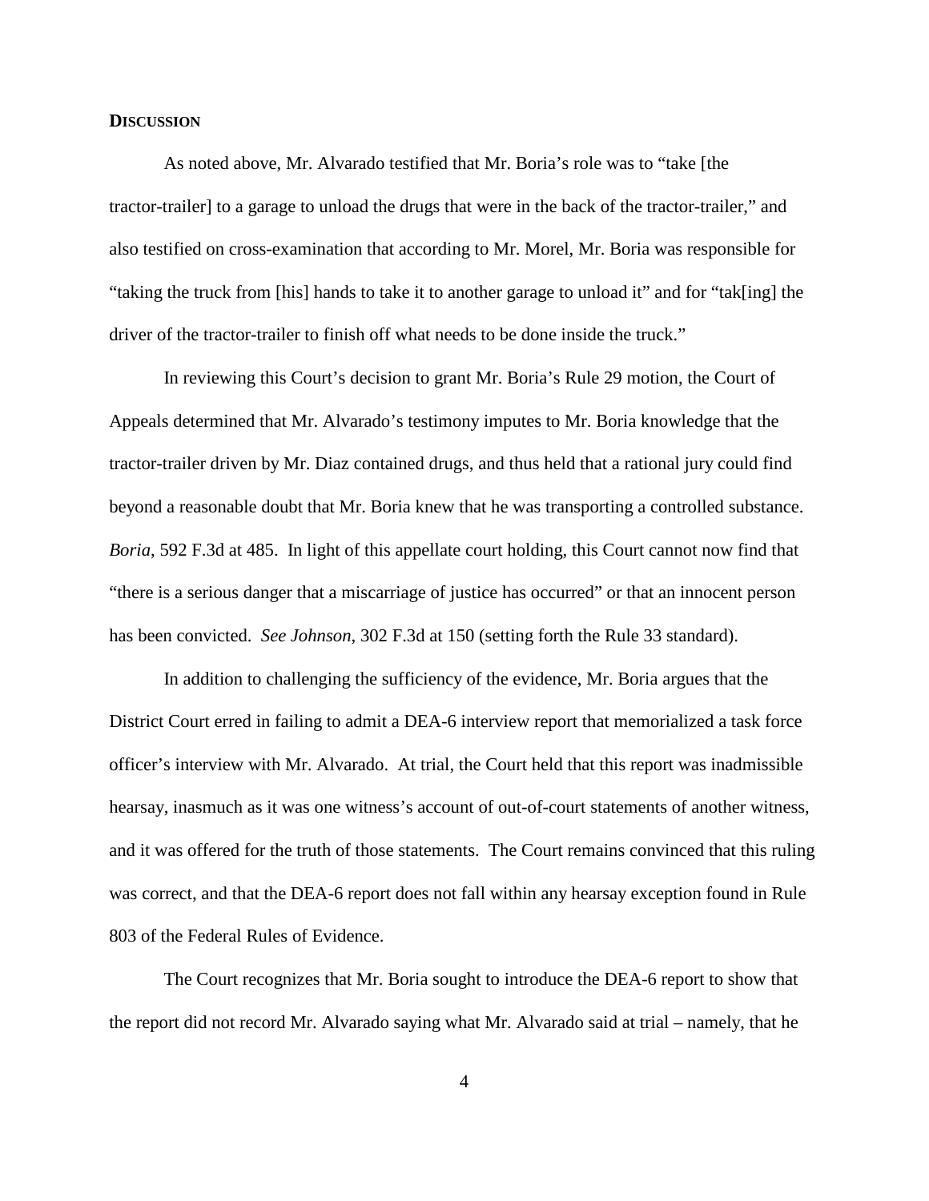**DISCUSSION**

As noted above, Mr. Alvarado testified that Mr. Boria's role was to "take [the tractor-trailer] to a garage to unload the drugs that were in the back of the tractor-trailer," and also testified on cross-examination that according to Mr. Morel, Mr. Boria was responsible for "taking the truck from [his] hands to take it to another garage to unload it" and for "tak[ing] the driver of the tractor-trailer to finish off what needs to be done inside the truck."

In reviewing this Court's decision to grant Mr. Boria's Rule 29 motion, the Court of Appeals determined that Mr. Alvarado's testimony imputes to Mr. Boria knowledge that the tractor-trailer driven by Mr. Diaz contained drugs, and thus held that a rational jury could find beyond a reasonable doubt that Mr. Boria knew that he was transporting a controlled substance. *Boria*, 592 F.3d at 485. In light of this appellate court holding, this Court cannot now find that "there is a serious danger that a miscarriage of justice has occurred" or that an innocent person has been convicted. *See Johnson*, 302 F.3d at 150 (setting forth the Rule 33 standard).

In addition to challenging the sufficiency of the evidence, Mr. Boria argues that the District Court erred in failing to admit a DEA-6 interview report that memorialized a task force officer's interview with Mr. Alvarado. At trial, the Court held that this report was inadmissible hearsay, inasmuch as it was one witness's account of out-of-court statements of another witness, and it was offered for the truth of those statements. The Court remains convinced that this ruling was correct, and that the DEA-6 report does not fall within any hearsay exception found in Rule 803 of the Federal Rules of Evidence.

The Court recognizes that Mr. Boria sought to introduce the DEA-6 report to show that the report did not record Mr. Alvarado saying what Mr. Alvarado said at trial – namely, that he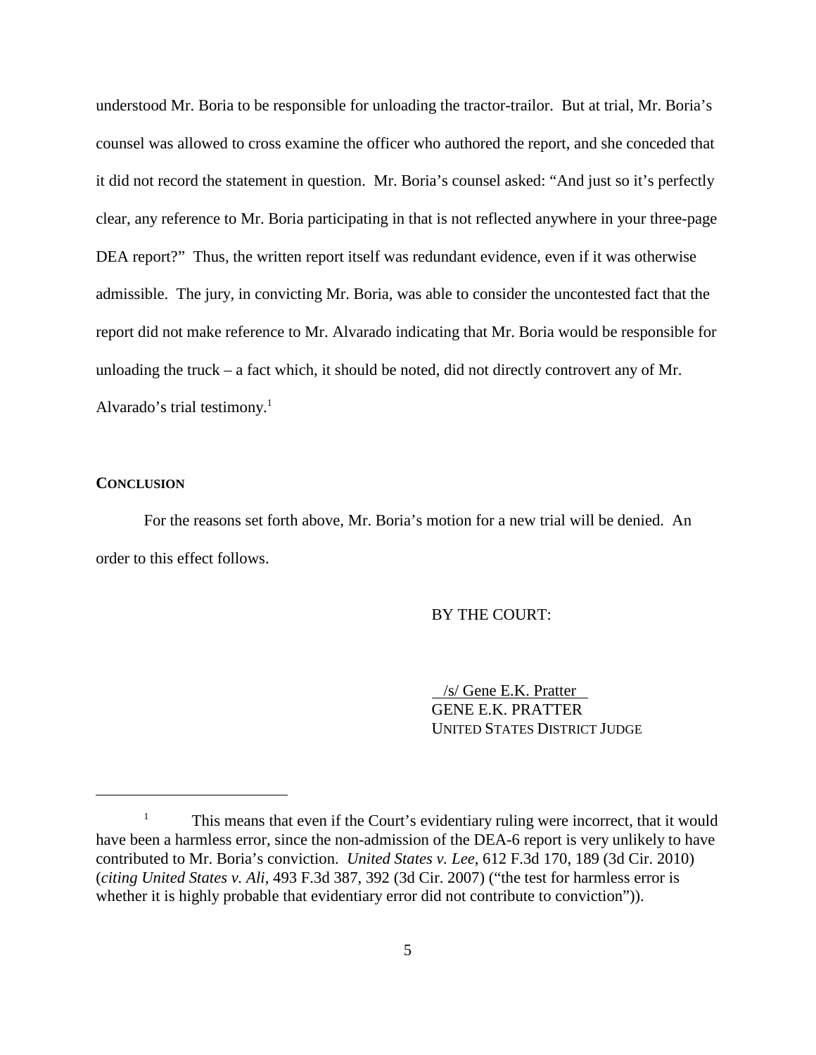understood Mr. Boria to be responsible for unloading the tractor-trailor. But at trial, Mr. Boria's counsel was allowed to cross examine the officer who authored the report, and she conceded that it did not record the statement in question. Mr. Boria's counsel asked: "And just so it's perfectly clear, any reference to Mr. Boria participating in that is not reflected anywhere in your three-page DEA report?" Thus, the written report itself was redundant evidence, even if it was otherwise admissible. The jury, in convicting Mr. Boria, was able to consider the uncontested fact that the report did not make reference to Mr. Alvarado indicating that Mr. Boria would be responsible for unloading the truck – a fact which, it should be noted, did not directly controvert any of Mr. Alvarado's trial testimony.[1]

## CONCLUSION

For the reasons set forth above, Mr. Boria's motion for a new trial will be denied. An order to this effect follows.

BY THE COURT:

/s/ Gene E.K. Pratter
GENE E.K. PRATTER
UNITED STATES DISTRICT JUDGE

---

[1] This means that even if the Court's evidentiary ruling were incorrect, that it would have been a harmless error, since the non-admission of the DEA-6 report is very unlikely to have contributed to Mr. Boria's conviction. *United States v. Lee*, 612 F.3d 170, 189 (3d Cir. 2010) (*citing United States v. Ali*, 493 F.3d 387, 392 (3d Cir. 2007) ("the test for harmless error is whether it is highly probable that evidentiary error did not contribute to conviction")).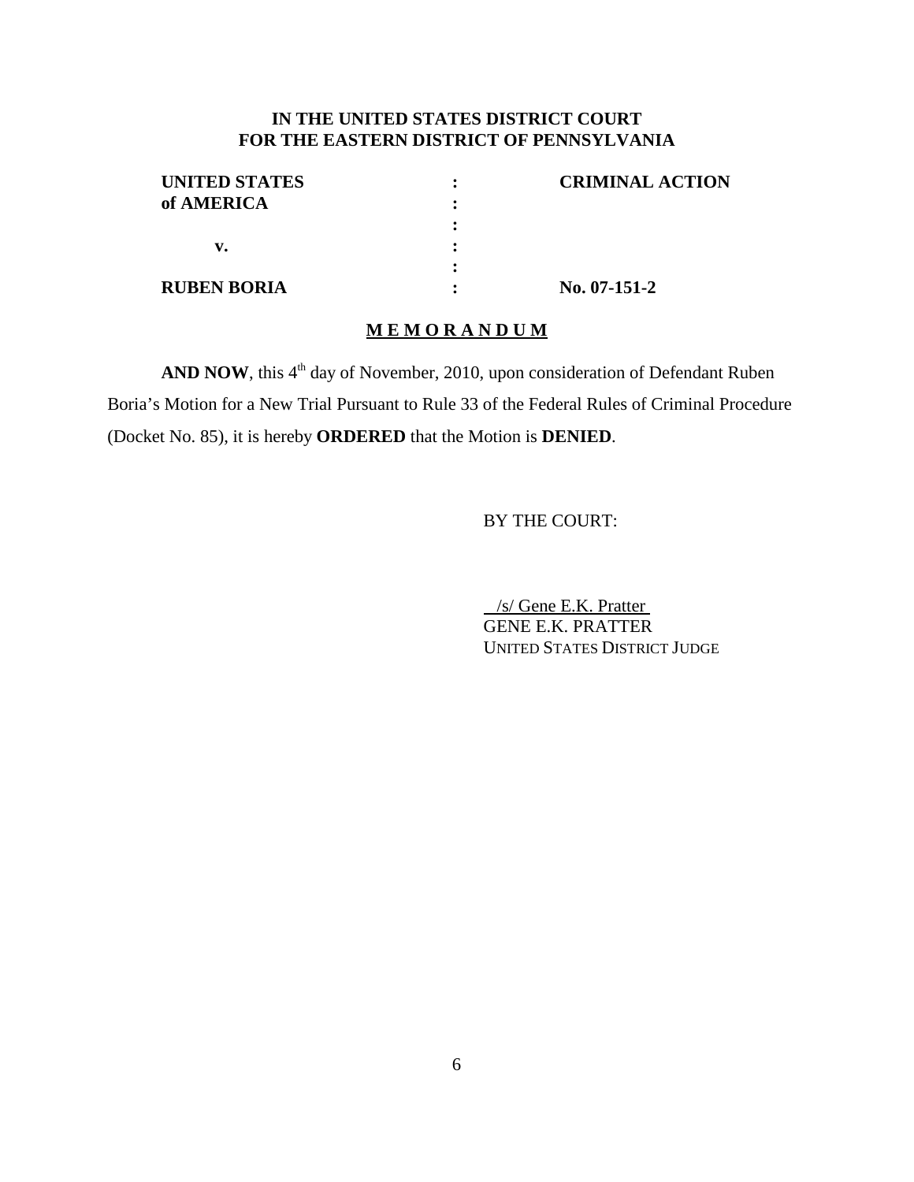**IN THE UNITED STATES DISTRICT COURT**
**FOR THE EASTERN DISTRICT OF PENNSYLVANIA**

| | | |
|---|---|---|
| **UNITED STATES of AMERICA** | : | **CRIMINAL ACTION** |
| | : | |
| **v.** | : | |
| | : | |
| **RUBEN BORIA** | : | **No. 07-151-2** |

**M E M O R A N D U M**

**AND NOW**, this 4th day of November, 2010, upon consideration of Defendant Ruben Boria's Motion for a New Trial Pursuant to Rule 33 of the Federal Rules of Criminal Procedure (Docket No. 85), it is hereby **ORDERED** that the Motion is **DENIED**.

BY THE COURT:

/s/ Gene E.K. Pratter
GENE E.K. PRATTER
UNITED STATES DISTRICT JUDGE